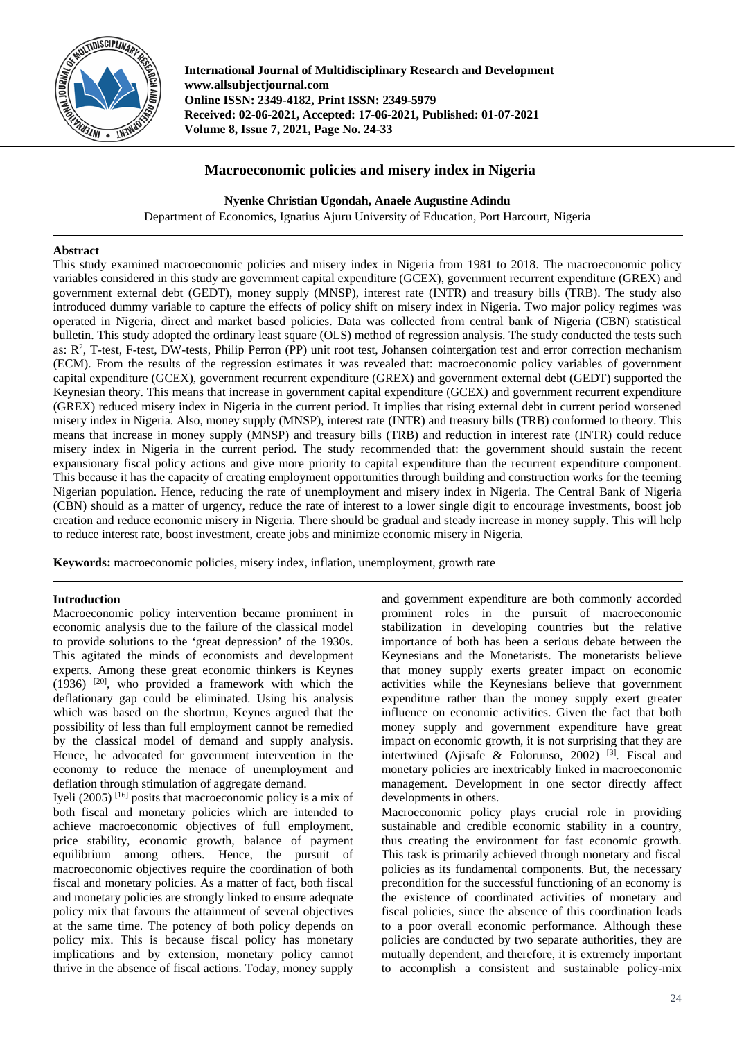International Journal of Multidisciplinary Research and Development
www.allsubjectjournal.com
Online ISSN: 2349-4182, Print ISSN: 2349-5979
Received: 02-06-2021, Accepted: 17-06-2021, Published: 01-07-2021
Volume 8, Issue 7, 2021, Page No. 24-33

# Macroeconomic policies and misery index in Nigeria

**Nyenke Christian Ugondah, Anaele Augustine Adindu**

Department of Economics, Ignatius Ajuru University of Education, Port Harcourt, Nigeria

## Abstract

This study examined macroeconomic policies and misery index in Nigeria from 1981 to 2018. The macroeconomic policy variables considered in this study are government capital expenditure (GCEX), government recurrent expenditure (GREX) and government external debt (GEDT), money supply (MNSP), interest rate (INTR) and treasury bills (TRB). The study also introduced dummy variable to capture the effects of policy shift on misery index in Nigeria. Two major policy regimes was operated in Nigeria, direct and market based policies. Data was collected from central bank of Nigeria (CBN) statistical bulletin. This study adopted the ordinary least square (OLS) method of regression analysis. The study conducted the tests such as: $R^2$, T-test, F-test, DW-tests, Philip Perron (PP) unit root test, Johansen cointergation test and error correction mechanism (ECM). From the results of the regression estimates it was revealed that: macroeconomic policy variables of government capital expenditure (GCEX), government recurrent expenditure (GREX) and government external debt (GEDT) supported the Keynesian theory. This means that increase in government capital expenditure (GCEX) and government recurrent expenditure (GREX) reduced misery index in Nigeria in the current period. It implies that rising external debt in current period worsened misery index in Nigeria. Also, money supply (MNSP), interest rate (INTR) and treasury bills (TRB) conformed to theory. This means that increase in money supply (MNSP) and treasury bills (TRB) and reduction in interest rate (INTR) could reduce misery index in Nigeria in the current period. The study recommended that: the government should sustain the recent expansionary fiscal policy actions and give more priority to capital expenditure than the recurrent expenditure component. This because it has the capacity of creating employment opportunities through building and construction works for the teeming Nigerian population. Hence, reducing the rate of unemployment and misery index in Nigeria. The Central Bank of Nigeria (CBN) should as a matter of urgency, reduce the rate of interest to a lower single digit to encourage investments, boost job creation and reduce economic misery in Nigeria. There should be gradual and steady increase in money supply. This will help to reduce interest rate, boost investment, create jobs and minimize economic misery in Nigeria.

**Keywords:** macroeconomic policies, misery index, inflation, unemployment, growth rate

## Introduction

Macroeconomic policy intervention became prominent in economic analysis due to the failure of the classical model to provide solutions to the 'great depression' of the 1930s. This agitated the minds of economists and development experts. Among these great economic thinkers is Keynes (1936) [20], who provided a framework with which the deflationary gap could be eliminated. Using his analysis which was based on the shortrun, Keynes argued that the possibility of less than full employment cannot be remedied by the classical model of demand and supply analysis. Hence, he advocated for government intervention in the economy to reduce the menace of unemployment and deflation through stimulation of aggregate demand.

Iyeli (2005) [16] posits that macroeconomic policy is a mix of both fiscal and monetary policies which are intended to achieve macroeconomic objectives of full employment, price stability, economic growth, balance of payment equilibrium among others. Hence, the pursuit of macroeconomic objectives require the coordination of both fiscal and monetary policies. As a matter of fact, both fiscal and monetary policies are strongly linked to ensure adequate policy mix that favours the attainment of several objectives at the same time. The potency of both policy depends on policy mix. This is because fiscal policy has monetary implications and by extension, monetary policy cannot thrive in the absence of fiscal actions. Today, money supply and government expenditure are both commonly accorded prominent roles in the pursuit of macroeconomic stabilization in developing countries but the relative importance of both has been a serious debate between the Keynesians and the Monetarists. The monetarists believe that money supply exerts greater impact on economic activities while the Keynesians believe that government expenditure rather than the money supply exert greater influence on economic activities. Given the fact that both money supply and government expenditure have great impact on economic growth, it is not surprising that they are intertwined (Ajisafe & Folorunso, 2002) [3]. Fiscal and monetary policies are inextricably linked in macroeconomic management. Development in one sector directly affect developments in others.

Macroeconomic policy plays crucial role in providing sustainable and credible economic stability in a country, thus creating the environment for fast economic growth. This task is primarily achieved through monetary and fiscal policies as its fundamental components. But, the necessary precondition for the successful functioning of an economy is the existence of coordinated activities of monetary and fiscal policies, since the absence of this coordination leads to a poor overall economic performance. Although these policies are conducted by two separate authorities, they are mutually dependent, and therefore, it is extremely important to accomplish a consistent and sustainable policy-mix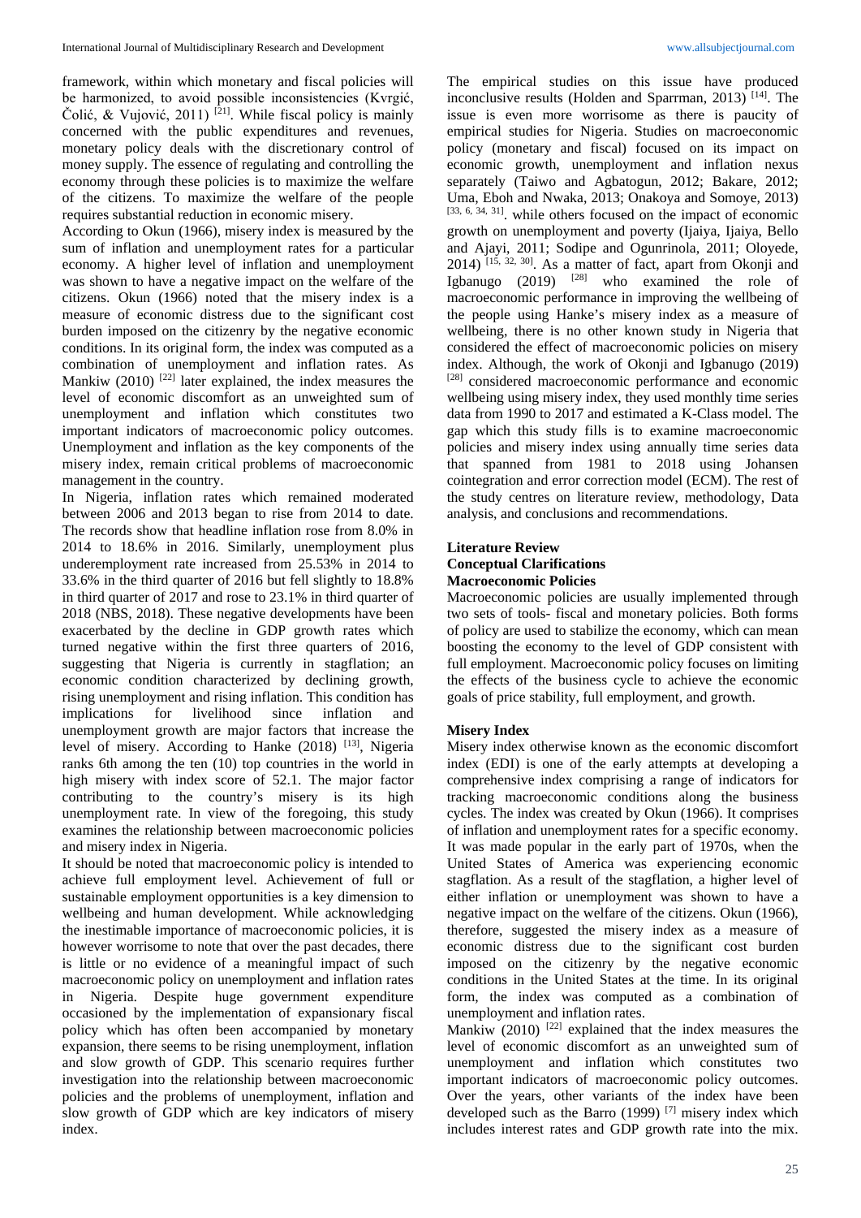framework, within which monetary and fiscal policies will be harmonized, to avoid possible inconsistencies (Kvrgić, Čolić, & Vujović, 2011) [21]. While fiscal policy is mainly concerned with the public expenditures and revenues, monetary policy deals with the discretionary control of money supply. The essence of regulating and controlling the economy through these policies is to maximize the welfare of the citizens. To maximize the welfare of the people requires substantial reduction in economic misery.

According to Okun (1966), misery index is measured by the sum of inflation and unemployment rates for a particular economy. A higher level of inflation and unemployment was shown to have a negative impact on the welfare of the citizens. Okun (1966) noted that the misery index is a measure of economic distress due to the significant cost burden imposed on the citizenry by the negative economic conditions. In its original form, the index was computed as a combination of unemployment and inflation rates. As Mankiw (2010) [22] later explained, the index measures the level of economic discomfort as an unweighted sum of unemployment and inflation which constitutes two important indicators of macroeconomic policy outcomes. Unemployment and inflation as the key components of the misery index, remain critical problems of macroeconomic management in the country.

In Nigeria, inflation rates which remained moderated between 2006 and 2013 began to rise from 2014 to date. The records show that headline inflation rose from 8.0% in 2014 to 18.6% in 2016. Similarly, unemployment plus underemployment rate increased from 25.53% in 2014 to 33.6% in the third quarter of 2016 but fell slightly to 18.8% in third quarter of 2017 and rose to 23.1% in third quarter of 2018 (NBS, 2018). These negative developments have been exacerbated by the decline in GDP growth rates which turned negative within the first three quarters of 2016, suggesting that Nigeria is currently in stagflation; an economic condition characterized by declining growth, rising unemployment and rising inflation. This condition has implications for livelihood since inflation and unemployment growth are major factors that increase the level of misery. According to Hanke (2018) [13], Nigeria ranks 6th among the ten (10) top countries in the world in high misery with index score of 52.1. The major factor contributing to the country's misery is its high unemployment rate. In view of the foregoing, this study examines the relationship between macroeconomic policies and misery index in Nigeria.

It should be noted that macroeconomic policy is intended to achieve full employment level. Achievement of full or sustainable employment opportunities is a key dimension to wellbeing and human development. While acknowledging the inestimable importance of macroeconomic policies, it is however worrisome to note that over the past decades, there is little or no evidence of a meaningful impact of such macroeconomic policy on unemployment and inflation rates in Nigeria. Despite huge government expenditure occasioned by the implementation of expansionary fiscal policy which has often been accompanied by monetary expansion, there seems to be rising unemployment, inflation and slow growth of GDP. This scenario requires further investigation into the relationship between macroeconomic policies and the problems of unemployment, inflation and slow growth of GDP which are key indicators of misery index.

The empirical studies on this issue have produced inconclusive results (Holden and Sparrman, 2013) [14]. The issue is even more worrisome as there is paucity of empirical studies for Nigeria. Studies on macroeconomic policy (monetary and fiscal) focused on its impact on economic growth, unemployment and inflation nexus separately (Taiwo and Agbatogun, 2012; Bakare, 2012; Uma, Eboh and Nwaka, 2013; Onakoya and Somoye, 2013) [33, 6, 34, 31]. while others focused on the impact of economic growth on unemployment and poverty (Ijaiya, Ijaiya, Bello and Ajayi, 2011; Sodipe and Ogunrinola, 2011; Oloyede, 2014) [15, 32, 30]. As a matter of fact, apart from Okonji and Igbanugo (2019) [28] who examined the role of macroeconomic performance in improving the wellbeing of the people using Hanke's misery index as a measure of wellbeing, there is no other known study in Nigeria that considered the effect of macroeconomic policies on misery index. Although, the work of Okonji and Igbanugo (2019) [28] considered macroeconomic performance and economic wellbeing using misery index, they used monthly time series data from 1990 to 2017 and estimated a K-Class model. The gap which this study fills is to examine macroeconomic policies and misery index using annually time series data that spanned from 1981 to 2018 using Johansen cointegration and error correction model (ECM). The rest of the study centres on literature review, methodology, Data analysis, and conclusions and recommendations.

## Literature Review

### Conceptual Clarifications

#### Macroeconomic Policies

Macroeconomic policies are usually implemented through two sets of tools- fiscal and monetary policies. Both forms of policy are used to stabilize the economy, which can mean boosting the economy to the level of GDP consistent with full employment. Macroeconomic policy focuses on limiting the effects of the business cycle to achieve the economic goals of price stability, full employment, and growth.

#### Misery Index

Misery index otherwise known as the economic discomfort index (EDI) is one of the early attempts at developing a comprehensive index comprising a range of indicators for tracking macroeconomic conditions along the business cycles. The index was created by Okun (1966). It comprises of inflation and unemployment rates for a specific economy. It was made popular in the early part of 1970s, when the United States of America was experiencing economic stagflation. As a result of the stagflation, a higher level of either inflation or unemployment was shown to have a negative impact on the welfare of the citizens. Okun (1966), therefore, suggested the misery index as a measure of economic distress due to the significant cost burden imposed on the citizenry by the negative economic conditions in the United States at the time. In its original form, the index was computed as a combination of unemployment and inflation rates.

Mankiw (2010) [22] explained that the index measures the level of economic discomfort as an unweighted sum of unemployment and inflation which constitutes two important indicators of macroeconomic policy outcomes. Over the years, other variants of the index have been developed such as the Barro (1999) [7] misery index which includes interest rates and GDP growth rate into the mix.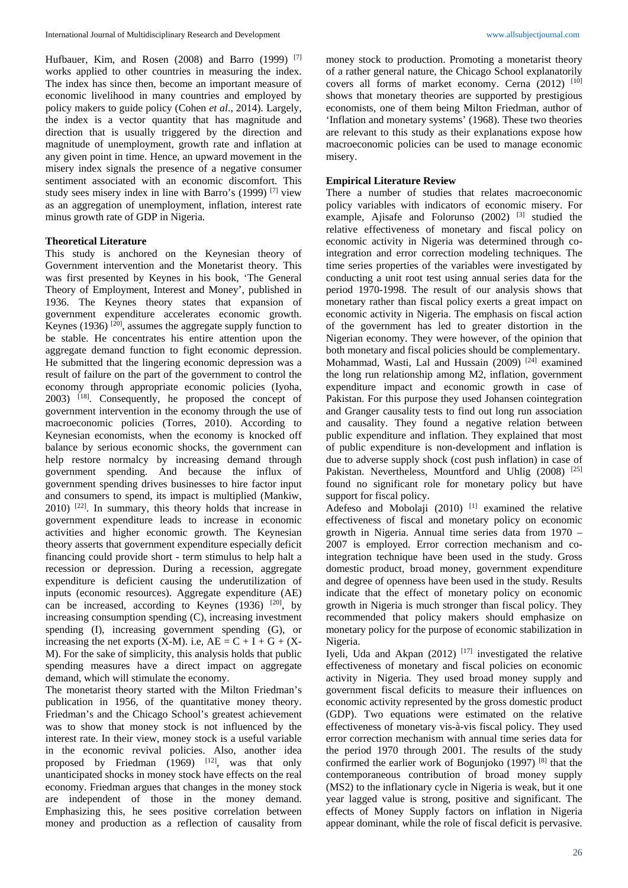Hufbauer, Kim, and Rosen (2008) and Barro (1999) [7] works applied to other countries in measuring the index. The index has since then, become an important measure of economic livelihood in many countries and employed by policy makers to guide policy (Cohen *et al*., 2014). Largely, the index is a vector quantity that has magnitude and direction that is usually triggered by the direction and magnitude of unemployment, growth rate and inflation at any given point in time. Hence, an upward movement in the misery index signals the presence of a negative consumer sentiment associated with an economic discomfort. This study sees misery index in line with Barro's (1999) [7] view as an aggregation of unemployment, inflation, interest rate minus growth rate of GDP in Nigeria.

**Theoretical Literature**

This study is anchored on the Keynesian theory of Government intervention and the Monetarist theory. This was first presented by Keynes in his book, 'The General Theory of Employment, Interest and Money', published in 1936. The Keynes theory states that expansion of government expenditure accelerates economic growth. Keynes (1936) [20], assumes the aggregate supply function to be stable. He concentrates his entire attention upon the aggregate demand function to fight economic depression. He submitted that the lingering economic depression was a result of failure on the part of the government to control the economy through appropriate economic policies (Iyoha, 2003) [18]. Consequently, he proposed the concept of government intervention in the economy through the use of macroeconomic policies (Torres, 2010). According to Keynesian economists, when the economy is knocked off balance by serious economic shocks, the government can help restore normalcy by increasing demand through government spending. And because the influx of government spending drives businesses to hire factor input and consumers to spend, its impact is multiplied (Mankiw, 2010) [22]. In summary, this theory holds that increase in government expenditure leads to increase in economic activities and higher economic growth. The Keynesian theory asserts that government expenditure especially deficit financing could provide short - term stimulus to help halt a recession or depression. During a recession, aggregate expenditure is deficient causing the underutilization of inputs (economic resources). Aggregate expenditure (AE) can be increased, according to Keynes (1936) [20], by increasing consumption spending (C), increasing investment spending (I), increasing government spending (G), or increasing the net exports (X-M). i.e, $AE = C + I + G + (X-M)$. For the sake of simplicity, this analysis holds that public spending measures have a direct impact on aggregate demand, which will stimulate the economy.

The monetarist theory started with the Milton Friedman's publication in 1956, of the quantitative money theory. Friedman's and the Chicago School's greatest achievement was to show that money stock is not influenced by the interest rate. In their view, money stock is a useful variable in the economic revival policies. Also, another idea proposed by Friedman (1969) [12], was that only unanticipated shocks in money stock have effects on the real economy. Friedman argues that changes in the money stock are independent of those in the money demand. Emphasizing this, he sees positive correlation between money and production as a reflection of causality from money stock to production. Promoting a monetarist theory of a rather general nature, the Chicago School explanatorily covers all forms of market economy. Cerna (2012) [10] shows that monetary theories are supported by prestigious economists, one of them being Milton Friedman, author of 'Inflation and monetary systems' (1968). These two theories are relevant to this study as their explanations expose how macroeconomic policies can be used to manage economic misery.

**Empirical Literature Review**

There a number of studies that relates macroeconomic policy variables with indicators of economic misery. For example, Ajisafe and Folorunso (2002) [3] studied the relative effectiveness of monetary and fiscal policy on economic activity in Nigeria was determined through co-integration and error correction modeling techniques. The time series properties of the variables were investigated by conducting a unit root test using annual series data for the period 1970-1998. The result of our analysis shows that monetary rather than fiscal policy exerts a great impact on economic activity in Nigeria. The emphasis on fiscal action of the government has led to greater distortion in the Nigerian economy. They were however, of the opinion that both monetary and fiscal policies should be complementary. Mohammad, Wasti, Lal and Hussain (2009) [24] examined the long run relationship among M2, inflation, government expenditure impact and economic growth in case of Pakistan. For this purpose they used Johansen cointegration and Granger causality tests to find out long run association and causality. They found a negative relation between public expenditure and inflation. They explained that most of public expenditure is non-development and inflation is due to adverse supply shock (cost push inflation) in case of Pakistan. Nevertheless, Mountford and Uhlig (2008) [25] found no significant role for monetary policy but have support for fiscal policy.

Adefeso and Mobolaji (2010) [1] examined the relative effectiveness of fiscal and monetary policy on economic growth in Nigeria. Annual time series data from 1970 – 2007 is employed. Error correction mechanism and co-integration technique have been used in the study. Gross domestic product, broad money, government expenditure and degree of openness have been used in the study. Results indicate that the effect of monetary policy on economic growth in Nigeria is much stronger than fiscal policy. They recommended that policy makers should emphasize on monetary policy for the purpose of economic stabilization in Nigeria.

Iyeli, Uda and Akpan (2012) [17] investigated the relative effectiveness of monetary and fiscal policies on economic activity in Nigeria. They used broad money supply and government fiscal deficits to measure their influences on economic activity represented by the gross domestic product (GDP). Two equations were estimated on the relative effectiveness of monetary vis-à-vis fiscal policy. They used error correction mechanism with annual time series data for the period 1970 through 2001. The results of the study confirmed the earlier work of Bogunjoko (1997) [8] that the contemporaneous contribution of broad money supply (MS2) to the inflationary cycle in Nigeria is weak, but it one year lagged value is strong, positive and significant. The effects of Money Supply factors on inflation in Nigeria appear dominant, while the role of fiscal deficit is pervasive.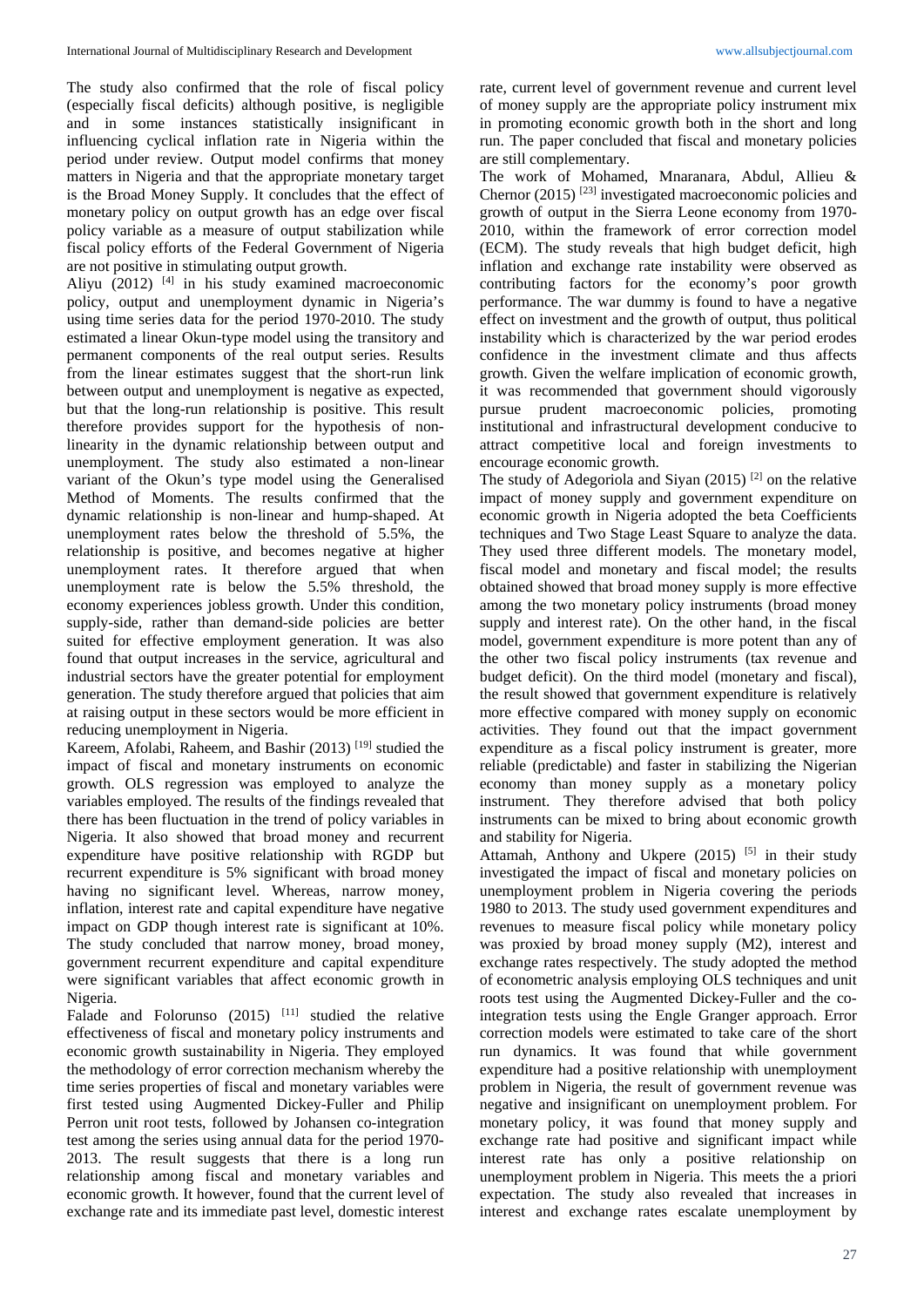The study also confirmed that the role of fiscal policy (especially fiscal deficits) although positive, is negligible and in some instances statistically insignificant in influencing cyclical inflation rate in Nigeria within the period under review. Output model confirms that money matters in Nigeria and that the appropriate monetary target is the Broad Money Supply. It concludes that the effect of monetary policy on output growth has an edge over fiscal policy variable as a measure of output stabilization while fiscal policy efforts of the Federal Government of Nigeria are not positive in stimulating output growth.

Aliyu (2012) [4] in his study examined macroeconomic policy, output and unemployment dynamic in Nigeria's using time series data for the period 1970-2010. The study estimated a linear Okun-type model using the transitory and permanent components of the real output series. Results from the linear estimates suggest that the short-run link between output and unemployment is negative as expected, but that the long-run relationship is positive. This result therefore provides support for the hypothesis of non-linearity in the dynamic relationship between output and unemployment. The study also estimated a non-linear variant of the Okun's type model using the Generalised Method of Moments. The results confirmed that the dynamic relationship is non-linear and hump-shaped. At unemployment rates below the threshold of 5.5%, the relationship is positive, and becomes negative at higher unemployment rates. It therefore argued that when unemployment rate is below the 5.5% threshold, the economy experiences jobless growth. Under this condition, supply-side, rather than demand-side policies are better suited for effective employment generation. It was also found that output increases in the service, agricultural and industrial sectors have the greater potential for employment generation. The study therefore argued that policies that aim at raising output in these sectors would be more efficient in reducing unemployment in Nigeria.

Kareem, Afolabi, Raheem, and Bashir (2013) [19] studied the impact of fiscal and monetary instruments on economic growth. OLS regression was employed to analyze the variables employed. The results of the findings revealed that there has been fluctuation in the trend of policy variables in Nigeria. It also showed that broad money and recurrent expenditure have positive relationship with RGDP but recurrent expenditure is 5% significant with broad money having no significant level. Whereas, narrow money, inflation, interest rate and capital expenditure have negative impact on GDP though interest rate is significant at 10%. The study concluded that narrow money, broad money, government recurrent expenditure and capital expenditure were significant variables that affect economic growth in Nigeria.

Falade and Folorunso (2015) [11] studied the relative effectiveness of fiscal and monetary policy instruments and economic growth sustainability in Nigeria. They employed the methodology of error correction mechanism whereby the time series properties of fiscal and monetary variables were first tested using Augmented Dickey-Fuller and Philip Perron unit root tests, followed by Johansen co-integration test among the series using annual data for the period 1970-2013. The result suggests that there is a long run relationship among fiscal and monetary variables and economic growth. It however, found that the current level of exchange rate and its immediate past level, domestic interest rate, current level of government revenue and current level of money supply are the appropriate policy instrument mix in promoting economic growth both in the short and long run. The paper concluded that fiscal and monetary policies are still complementary.

The work of Mohamed, Mnaranara, Abdul, Allieu & Chernor (2015) [23] investigated macroeconomic policies and growth of output in the Sierra Leone economy from 1970-2010, within the framework of error correction model (ECM). The study reveals that high budget deficit, high inflation and exchange rate instability were observed as contributing factors for the economy's poor growth performance. The war dummy is found to have a negative effect on investment and the growth of output, thus political instability which is characterized by the war period erodes confidence in the investment climate and thus affects growth. Given the welfare implication of economic growth, it was recommended that government should vigorously pursue prudent macroeconomic policies, promoting institutional and infrastructural development conducive to attract competitive local and foreign investments to encourage economic growth.

The study of Adegoriola and Siyan (2015) [2] on the relative impact of money supply and government expenditure on economic growth in Nigeria adopted the beta Coefficients techniques and Two Stage Least Square to analyze the data. They used three different models. The monetary model, fiscal model and monetary and fiscal model; the results obtained showed that broad money supply is more effective among the two monetary policy instruments (broad money supply and interest rate). On the other hand, in the fiscal model, government expenditure is more potent than any of the other two fiscal policy instruments (tax revenue and budget deficit). On the third model (monetary and fiscal), the result showed that government expenditure is relatively more effective compared with money supply on economic activities. They found out that the impact government expenditure as a fiscal policy instrument is greater, more reliable (predictable) and faster in stabilizing the Nigerian economy than money supply as a monetary policy instrument. They therefore advised that both policy instruments can be mixed to bring about economic growth and stability for Nigeria.

Attamah, Anthony and Ukpere (2015) [5] in their study investigated the impact of fiscal and monetary policies on unemployment problem in Nigeria covering the periods 1980 to 2013. The study used government expenditures and revenues to measure fiscal policy while monetary policy was proxied by broad money supply (M2), interest and exchange rates respectively. The study adopted the method of econometric analysis employing OLS techniques and unit roots test using the Augmented Dickey-Fuller and the co-integration tests using the Engle Granger approach. Error correction models were estimated to take care of the short run dynamics. It was found that while government expenditure had a positive relationship with unemployment problem in Nigeria, the result of government revenue was negative and insignificant on unemployment problem. For monetary policy, it was found that money supply and exchange rate had positive and significant impact while interest rate has only a positive relationship on unemployment problem in Nigeria. This meets the a priori expectation. The study also revealed that increases in interest and exchange rates escalate unemployment by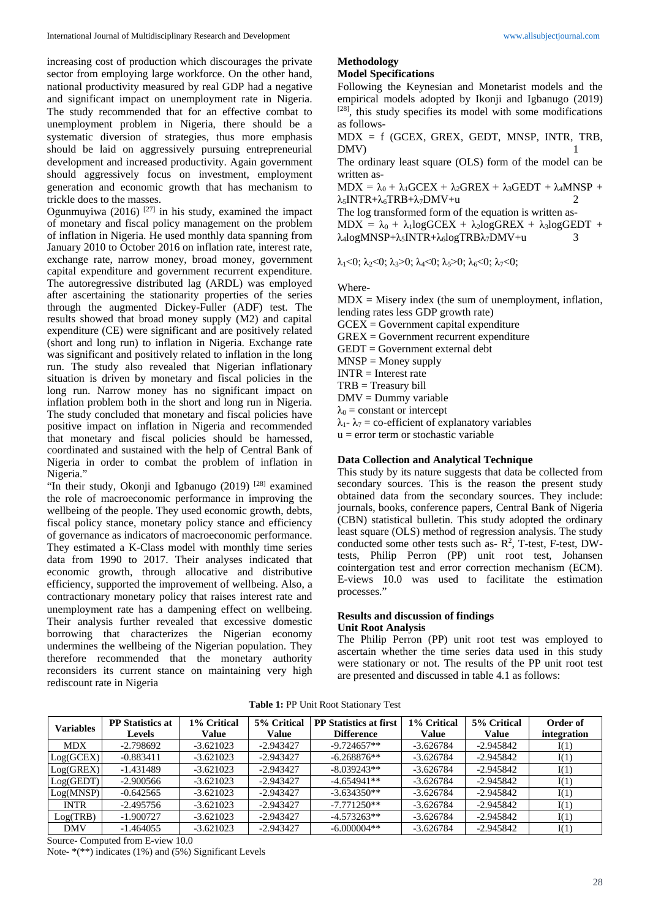increasing cost of production which discourages the private sector from employing large workforce. On the other hand, national productivity measured by real GDP had a negative and significant impact on unemployment rate in Nigeria. The study recommended that for an effective combat to unemployment problem in Nigeria, there should be a systematic diversion of strategies, thus more emphasis should be laid on aggressively pursuing entrepreneurial development and increased productivity. Again government should aggressively focus on investment, employment generation and economic growth that has mechanism to trickle does to the masses.

Ogunmuyiwa (2016) [27] in his study, examined the impact of monetary and fiscal policy management on the problem of inflation in Nigeria. He used monthly data spanning from January 2010 to October 2016 on inflation rate, interest rate, exchange rate, narrow money, broad money, government capital expenditure and government recurrent expenditure. The autoregressive distributed lag (ARDL) was employed after ascertaining the stationarity properties of the series through the augmented Dickey-Fuller (ADF) test. The results showed that broad money supply (M2) and capital expenditure (CE) were significant and are positively related (short and long run) to inflation in Nigeria. Exchange rate was significant and positively related to inflation in the long run. The study also revealed that Nigerian inflationary situation is driven by monetary and fiscal policies in the long run. Narrow money has no significant impact on inflation problem both in the short and long run in Nigeria. The study concluded that monetary and fiscal policies have positive impact on inflation in Nigeria and recommended that monetary and fiscal policies should be harnessed, coordinated and sustained with the help of Central Bank of Nigeria in order to combat the problem of inflation in Nigeria."

"In their study, Okonji and Igbanugo (2019) [28] examined the role of macroeconomic performance in improving the wellbeing of the people. They used economic growth, debts, fiscal policy stance, monetary policy stance and efficiency of governance as indicators of macroeconomic performance. They estimated a K-Class model with monthly time series data from 1990 to 2017. Their analyses indicated that economic growth, through allocative and distributive efficiency, supported the improvement of wellbeing. Also, a contractionary monetary policy that raises interest rate and unemployment rate has a dampening effect on wellbeing. Their analysis further revealed that excessive domestic borrowing that characterizes the Nigerian economy undermines the wellbeing of the Nigerian population. They therefore recommended that the monetary authority reconsiders its current stance on maintaining very high rediscount rate in Nigeria

## Methodology

### Model Specifications

Following the Keynesian and Monetarist models and the empirical models adopted by Ikonji and Igbanugo (2019) [28], this study specifies its model with some modifications as follows-

$$MDX = f\ (GCEX, GREX, GEDT, MNSP, INTR, TRB, DMV) \quad 1$$

The ordinary least square (OLS) form of the model can be written as-

$$MDX = \lambda_0 + \lambda_1 GCEX + \lambda_2 GREX + \lambda_3 GEDT + \lambda_4 MNSP + \lambda_5 INTR + \lambda_6 TRB + \lambda_7 DMV + u \quad 2$$

The log transformed form of the equation is written as-

$$MDX = \lambda_0 + \lambda_1 logGCEX + \lambda_2 logGREX + \lambda_3 logGEDT + \lambda_4 logMNSP + \lambda_5 INTR + \lambda_6 logTRB \lambda_7 DMV + u \quad 3$$

$\lambda_1<0;\ \lambda_2<0;\ \lambda_3>0;\ \lambda_4<0;\ \lambda_5>0;\ \lambda_6<0;\ \lambda_7<0;$

Where-

MDX = Misery index (the sum of unemployment, inflation, lending rates less GDP growth rate)
GCEX = Government capital expenditure
GREX = Government recurrent expenditure
GEDT = Government external debt
MNSP = Money supply
INTR = Interest rate
TRB = Treasury bill
DMV = Dummy variable
$\lambda_0$ = constant or intercept
$\lambda_1$- $\lambda_7$ = co-efficient of explanatory variables
u = error term or stochastic variable

### Data Collection and Analytical Technique

This study by its nature suggests that data be collected from secondary sources. This is the reason the present study obtained data from the secondary sources. They include: journals, books, conference papers, Central Bank of Nigeria (CBN) statistical bulletin. This study adopted the ordinary least square (OLS) method of regression analysis. The study conducted some other tests such as- $R^2$, T-test, F-test, DW-tests, Philip Perron (PP) unit root test, Johansen cointegration test and error correction mechanism (ECM). E-views 10.0 was used to facilitate the estimation processes."

## Results and discussion of findings

### Unit Root Analysis

The Philip Perron (PP) unit root test was employed to ascertain whether the time series data used in this study were stationary or not. The results of the PP unit root test are presented and discussed in table 4.1 as follows:

**Table 1:** PP Unit Root Stationary Test

| Variables | PP Statistics at Levels | 1% Critical Value | 5% Critical Value | PP Statistics at first Difference | 1% Critical Value | 5% Critical Value | Order of integration |
|---|---|---|---|---|---|---|---|
| MDX | -2.798692 | -3.621023 | -2.943427 | -9.724657** | -3.626784 | -2.945842 | I(1) |
| Log(GCEX) | -0.883411 | -3.621023 | -2.943427 | -6.268876** | -3.626784 | -2.945842 | I(1) |
| Log(GREX) | -1.431489 | -3.621023 | -2.943427 | -8.039243** | -3.626784 | -2.945842 | I(1) |
| Log(GEDT) | -2.900566 | -3.621023 | -2.943427 | -4.654941** | -3.626784 | -2.945842 | I(1) |
| Log(MNSP) | -0.642565 | -3.621023 | -2.943427 | -3.634350** | -3.626784 | -2.945842 | I(1) |
| INTR | -2.495756 | -3.621023 | -2.943427 | -7.771250** | -3.626784 | -2.945842 | I(1) |
| Log(TRB) | -1.900727 | -3.621023 | -2.943427 | -4.573263** | -3.626784 | -2.945842 | I(1) |
| DMV | -1.464055 | -3.621023 | -2.943427 | -6.000004** | -3.626784 | -2.945842 | I(1) |

Source- Computed from E-view 10.0

Note- *(**) indicates (1%) and (5%) Significant Levels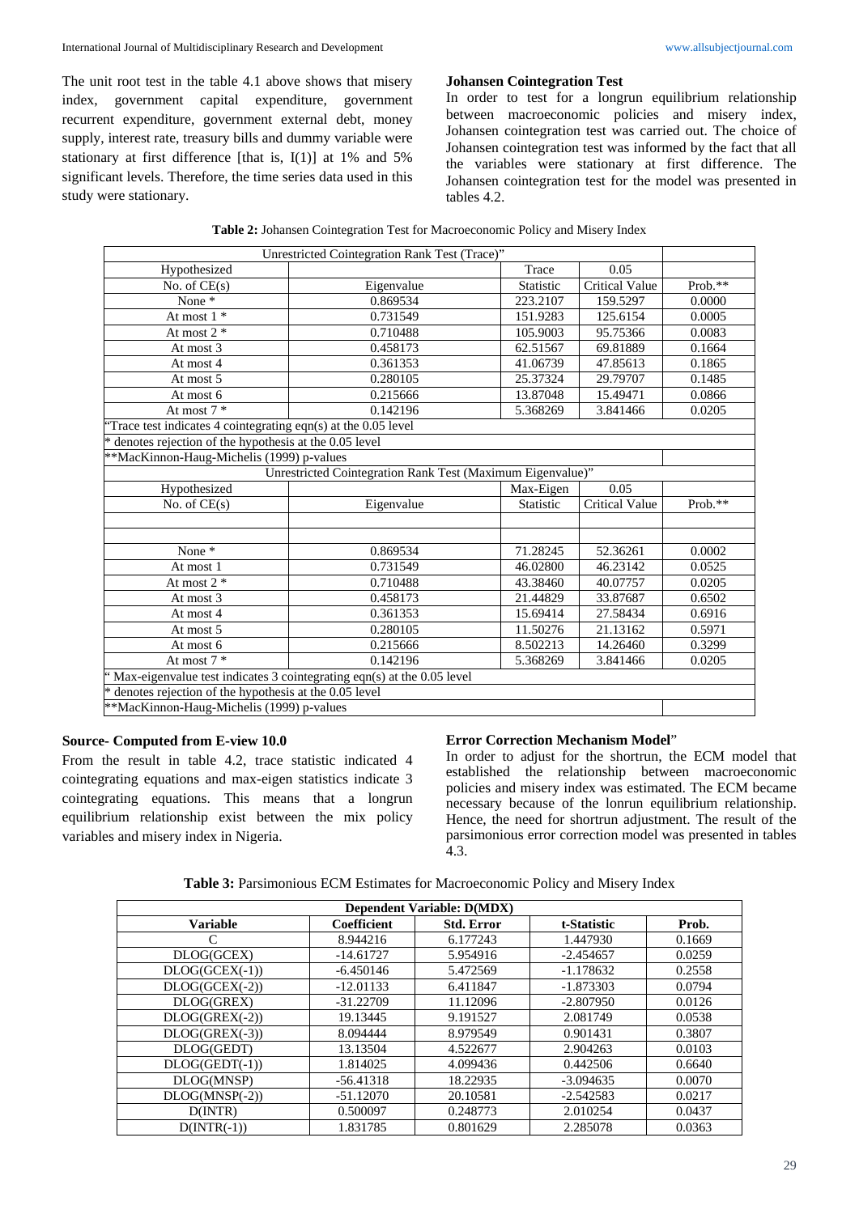The unit root test in the table 4.1 above shows that misery index, government capital expenditure, government recurrent expenditure, government external debt, money supply, interest rate, treasury bills and dummy variable were stationary at first difference [that is, I(1)] at 1% and 5% significant levels. Therefore, the time series data used in this study were stationary.

### Johansen Cointegration Test

In order to test for a longrun equilibrium relationship between macroeconomic policies and misery index, Johansen cointegration test was carried out. The choice of Johansen cointegration test was informed by the fact that all the variables were stationary at first difference. The Johansen cointegration test for the model was presented in tables 4.2.

**Table 2:** Johansen Cointegration Test for Macroeconomic Policy and Misery Index

| Unrestricted Cointegration Rank Test (Trace)" | | | | |
|---|---|---|---|---|
| Hypothesized | | Trace | 0.05 | |
| No. of CE(s) | Eigenvalue | Statistic | Critical Value | Prob.** |
| None * | 0.869534 | 223.2107 | 159.5297 | 0.0000 |
| At most 1 * | 0.731549 | 151.9283 | 125.6154 | 0.0005 |
| At most 2 * | 0.710488 | 105.9003 | 95.75366 | 0.0083 |
| At most 3 | 0.458173 | 62.51567 | 69.81889 | 0.1664 |
| At most 4 | 0.361353 | 41.06739 | 47.85613 | 0.1865 |
| At most 5 | 0.280105 | 25.37324 | 29.79707 | 0.1485 |
| At most 6 | 0.215666 | 13.87048 | 15.49471 | 0.0866 |
| At most 7 * | 0.142196 | 5.368269 | 3.841466 | 0.0205 |
| "Trace test indicates 4 cointegrating eqn(s) at the 0.05 level | | | | |
| * denotes rejection of the hypothesis at the 0.05 level | | | | |
| **MacKinnon-Haug-Michelis (1999) p-values | | | | |
| Unrestricted Cointegration Rank Test (Maximum Eigenvalue)" | | | | |
| Hypothesized | | Max-Eigen | 0.05 | |
| No. of CE(s) | Eigenvalue | Statistic | Critical Value | Prob.** |
| None * | 0.869534 | 71.28245 | 52.36261 | 0.0002 |
| At most 1 | 0.731549 | 46.02800 | 46.23142 | 0.0525 |
| At most 2 * | 0.710488 | 43.38460 | 40.07757 | 0.0205 |
| At most 3 | 0.458173 | 21.44829 | 33.87687 | 0.6502 |
| At most 4 | 0.361353 | 15.69414 | 27.58434 | 0.6916 |
| At most 5 | 0.280105 | 11.50276 | 21.13162 | 0.5971 |
| At most 6 | 0.215666 | 8.502213 | 14.26460 | 0.3299 |
| At most 7 * | 0.142196 | 5.368269 | 3.841466 | 0.0205 |
| " Max-eigenvalue test indicates 3 cointegrating eqn(s) at the 0.05 level | | | | |
| * denotes rejection of the hypothesis at the 0.05 level | | | | |
| **MacKinnon-Haug-Michelis (1999) p-values | | | | |

**Source- Computed from E-view 10.0**

From the result in table 4.2, trace statistic indicated 4 cointegrating equations and max-eigen statistics indicate 3 cointegrating equations. This means that a longrun equilibrium relationship exist between the mix policy variables and misery index in Nigeria.

### Error Correction Mechanism Model"

In order to adjust for the shortrun, the ECM model that established the relationship between macroeconomic policies and misery index was estimated. The ECM became necessary because of the lonrun equilibrium relationship. Hence, the need for shortrun adjustment. The result of the parsimonious error correction model was presented in tables 4.3.

**Table 3:** Parsimonious ECM Estimates for Macroeconomic Policy and Misery Index

| Dependent Variable: D(MDX) | | | | |
|---|---|---|---|---|
| **Variable** | **Coefficient** | **Std. Error** | **t-Statistic** | **Prob.** |
| C | 8.944216 | 6.177243 | 1.447930 | 0.1669 |
| DLOG(GCEX) | -14.61727 | 5.954916 | -2.454657 | 0.0259 |
| DLOG(GCEX(-1)) | -6.450146 | 5.472569 | -1.178632 | 0.2558 |
| DLOG(GCEX(-2)) | -12.01133 | 6.411847 | -1.873303 | 0.0794 |
| DLOG(GREX) | -31.22709 | 11.12096 | -2.807950 | 0.0126 |
| DLOG(GREX(-2)) | 19.13445 | 9.191527 | 2.081749 | 0.0538 |
| DLOG(GREX(-3)) | 8.094444 | 8.979549 | 0.901431 | 0.3807 |
| DLOG(GEDT) | 13.13504 | 4.522677 | 2.904263 | 0.0103 |
| DLOG(GEDT(-1)) | 1.814025 | 4.099436 | 0.442506 | 0.6640 |
| DLOG(MNSP) | -56.41318 | 18.22935 | -3.094635 | 0.0070 |
| DLOG(MNSP(-2)) | -51.12070 | 20.10581 | -2.542583 | 0.0217 |
| D(INTR) | 0.500097 | 0.248773 | 2.010254 | 0.0437 |
| D(INTR(-1)) | 1.831785 | 0.801629 | 2.285078 | 0.0363 |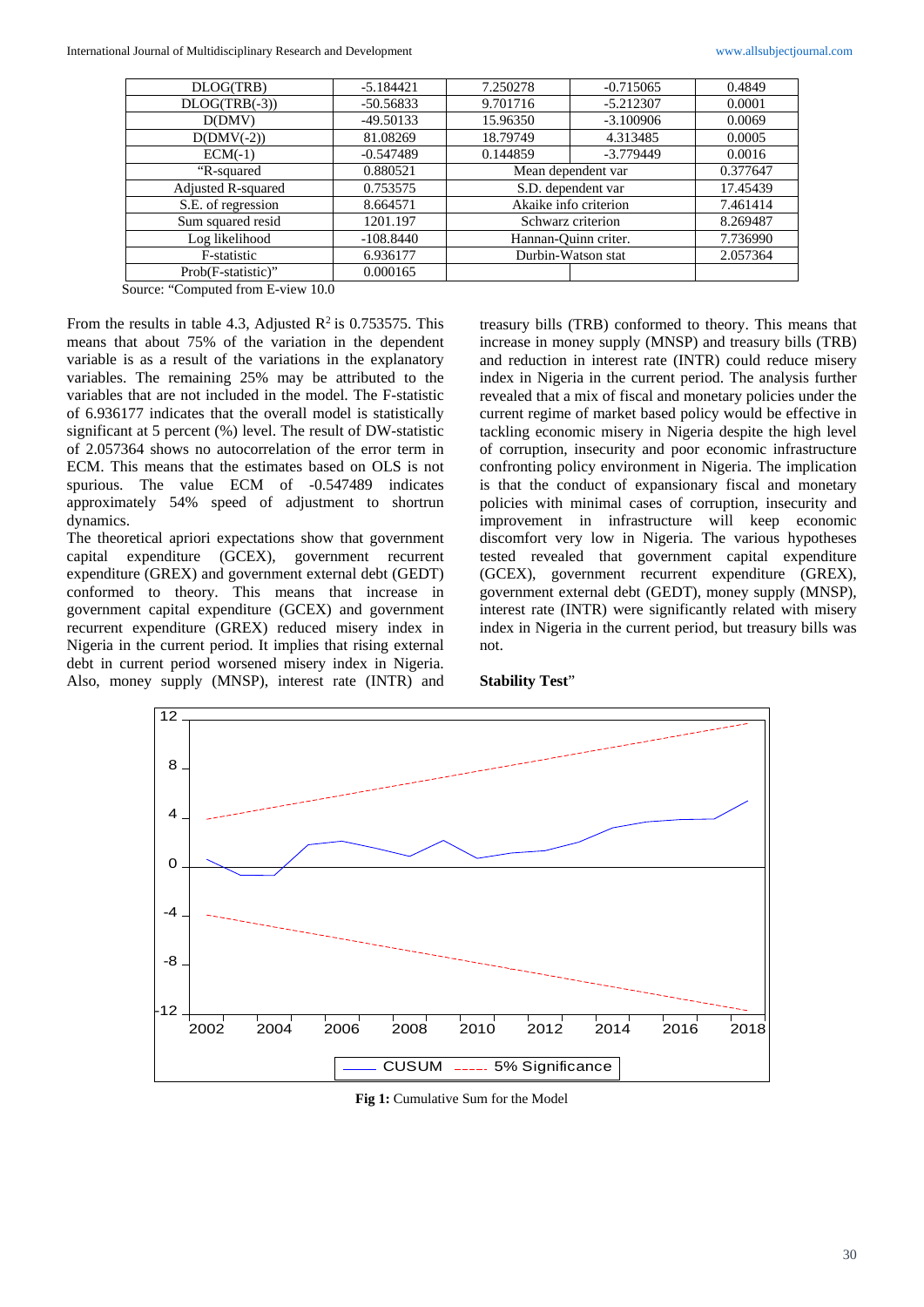| DLOG(TRB) | -5.184421 | 7.250278 | -0.715065 | 0.4849 |
|---|---|---|---|---|
| DLOG(TRB(-3)) | -50.56833 | 9.701716 | -5.212307 | 0.0001 |
| D(DMV) | -49.50133 | 15.96350 | -3.100906 | 0.0069 |
| D(DMV(-2)) | 81.08269 | 18.79749 | 4.313485 | 0.0005 |
| ECM(-1) | -0.547489 | 0.144859 | -3.779449 | 0.0016 |
| "R-squared | 0.880521 | Mean dependent var | | 0.377647 |
| Adjusted R-squared | 0.753575 | S.D. dependent var | | 17.45439 |
| S.E. of regression | 8.664571 | Akaike info criterion | | 7.461414 |
| Sum squared resid | 1201.197 | Schwarz criterion | | 8.269487 |
| Log likelihood | -108.8440 | Hannan-Quinn criter. | | 7.736990 |
| F-statistic | 6.936177 | Durbin-Watson stat | | 2.057364 |
| Prob(F-statistic)" | 0.000165 | | | |

Source: "Computed from E-view 10.0

From the results in table 4.3, Adjusted $R^2$ is 0.753575. This means that about 75% of the variation in the dependent variable is as a result of the variations in the explanatory variables. The remaining 25% may be attributed to the variables that are not included in the model. The F-statistic of 6.936177 indicates that the overall model is statistically significant at 5 percent (%) level. The result of DW-statistic of 2.057364 shows no autocorrelation of the error term in ECM. This means that the estimates based on OLS is not spurious. The value ECM of -0.547489 indicates approximately 54% speed of adjustment to shortrun dynamics.

The theoretical apriori expectations show that government capital expenditure (GCEX), government recurrent expenditure (GREX) and government external debt (GEDT) conformed to theory. This means that increase in government capital expenditure (GCEX) and government recurrent expenditure (GREX) reduced misery index in Nigeria in the current period. It implies that rising external debt in current period worsened misery index in Nigeria. Also, money supply (MNSP), interest rate (INTR) and treasury bills (TRB) conformed to theory. This means that increase in money supply (MNSP) and treasury bills (TRB) and reduction in interest rate (INTR) could reduce misery index in Nigeria in the current period. The analysis further revealed that a mix of fiscal and monetary policies under the current regime of market based policy would be effective in tackling economic misery in Nigeria despite the high level of corruption, insecurity and poor economic infrastructure confronting policy environment in Nigeria. The implication is that the conduct of expansionary fiscal and monetary policies with minimal cases of corruption, insecurity and improvement in infrastructure will keep economic discomfort very low in Nigeria. The various hypotheses tested revealed that government capital expenditure (GCEX), government recurrent expenditure (GREX), government external debt (GEDT), money supply (MNSP), interest rate (INTR) were significantly related with misery index in Nigeria in the current period, but treasury bills was not.

**Stability Test**"

**Fig 1:** Cumulative Sum for the Model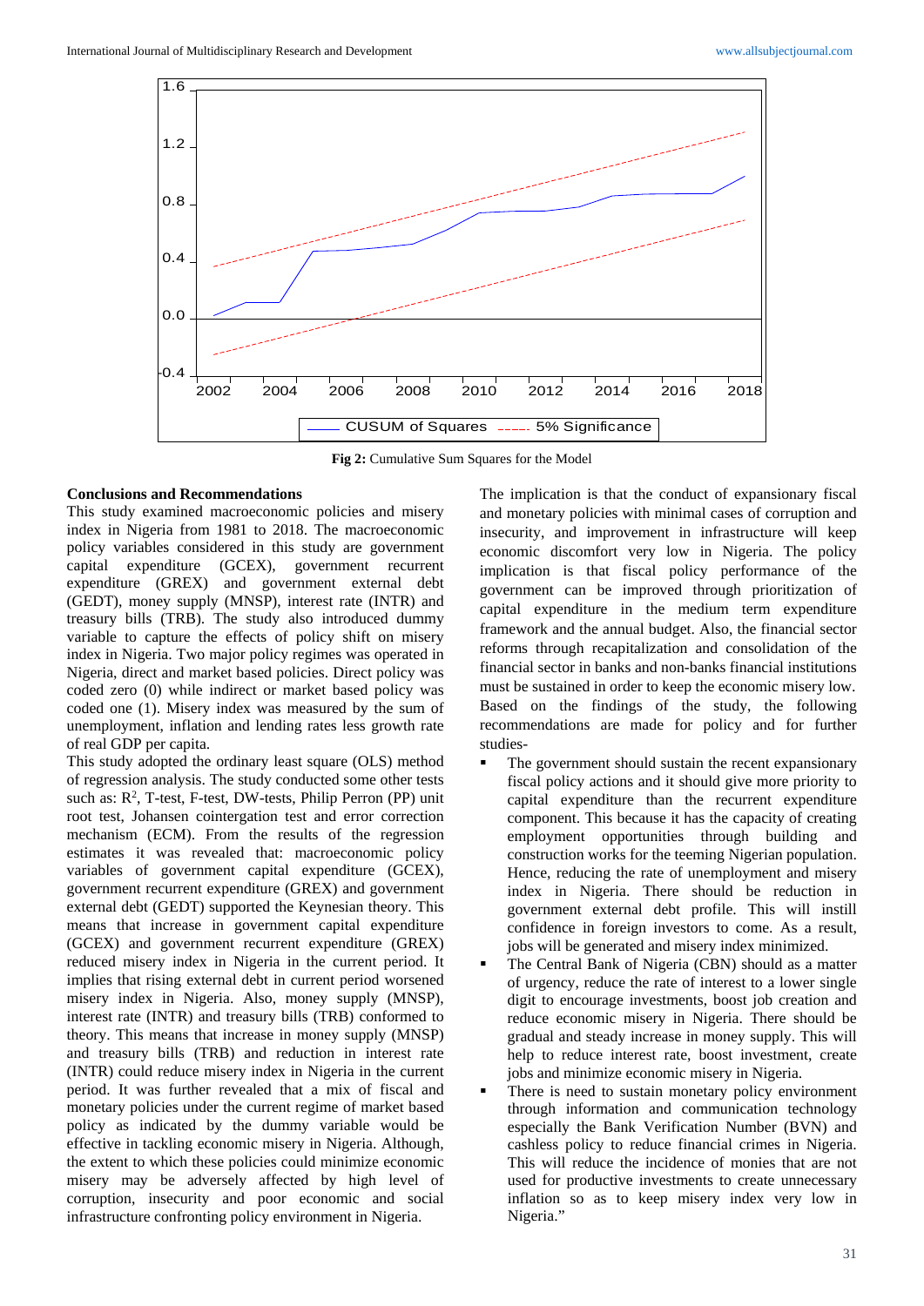Fig 2: Cumulative Sum Squares for the Model

**Conclusions and Recommendations**

This study examined macroeconomic policies and misery index in Nigeria from 1981 to 2018. The macroeconomic policy variables considered in this study are government capital expenditure (GCEX), government recurrent expenditure (GREX) and government external debt (GEDT), money supply (MNSP), interest rate (INTR) and treasury bills (TRB). The study also introduced dummy variable to capture the effects of policy shift on misery index in Nigeria. Two major policy regimes was operated in Nigeria, direct and market based policies. Direct policy was coded zero (0) while indirect or market based policy was coded one (1). Misery index was measured by the sum of unemployment, inflation and lending rates less growth rate of real GDP per capita.

This study adopted the ordinary least square (OLS) method of regression analysis. The study conducted some other tests such as: $R^2$, T-test, F-test, DW-tests, Philip Perron (PP) unit root test, Johansen cointergation test and error correction mechanism (ECM). From the results of the regression estimates it was revealed that: macroeconomic policy variables of government capital expenditure (GCEX), government recurrent expenditure (GREX) and government external debt (GEDT) supported the Keynesian theory. This means that increase in government capital expenditure (GCEX) and government recurrent expenditure (GREX) reduced misery index in Nigeria in the current period. It implies that rising external debt in current period worsened misery index in Nigeria. Also, money supply (MNSP), interest rate (INTR) and treasury bills (TRB) conformed to theory. This means that increase in money supply (MNSP) and treasury bills (TRB) and reduction in interest rate (INTR) could reduce misery index in Nigeria in the current period. It was further revealed that a mix of fiscal and monetary policies under the current regime of market based policy as indicated by the dummy variable would be effective in tackling economic misery in Nigeria. Although, the extent to which these policies could minimize economic misery may be adversely affected by high level of corruption, insecurity and poor economic and social infrastructure confronting policy environment in Nigeria.

The implication is that the conduct of expansionary fiscal and monetary policies with minimal cases of corruption and insecurity, and improvement in infrastructure will keep economic discomfort very low in Nigeria. The policy implication is that fiscal policy performance of the government can be improved through prioritization of capital expenditure in the medium term expenditure framework and the annual budget. Also, the financial sector reforms through recapitalization and consolidation of the financial sector in banks and non-banks financial institutions must be sustained in order to keep the economic misery low. Based on the findings of the study, the following recommendations are made for policy and for further studies-

- The government should sustain the recent expansionary fiscal policy actions and it should give more priority to capital expenditure than the recurrent expenditure component. This because it has the capacity of creating employment opportunities through building and construction works for the teeming Nigerian population. Hence, reducing the rate of unemployment and misery index in Nigeria. There should be reduction in government external debt profile. This will instill confidence in foreign investors to come. As a result, jobs will be generated and misery index minimized.
- The Central Bank of Nigeria (CBN) should as a matter of urgency, reduce the rate of interest to a lower single digit to encourage investments, boost job creation and reduce economic misery in Nigeria. There should be gradual and steady increase in money supply. This will help to reduce interest rate, boost investment, create jobs and minimize economic misery in Nigeria.
- There is need to sustain monetary policy environment through information and communication technology especially the Bank Verification Number (BVN) and cashless policy to reduce financial crimes in Nigeria. This will reduce the incidence of monies that are not used for productive investments to create unnecessary inflation so as to keep misery index very low in Nigeria."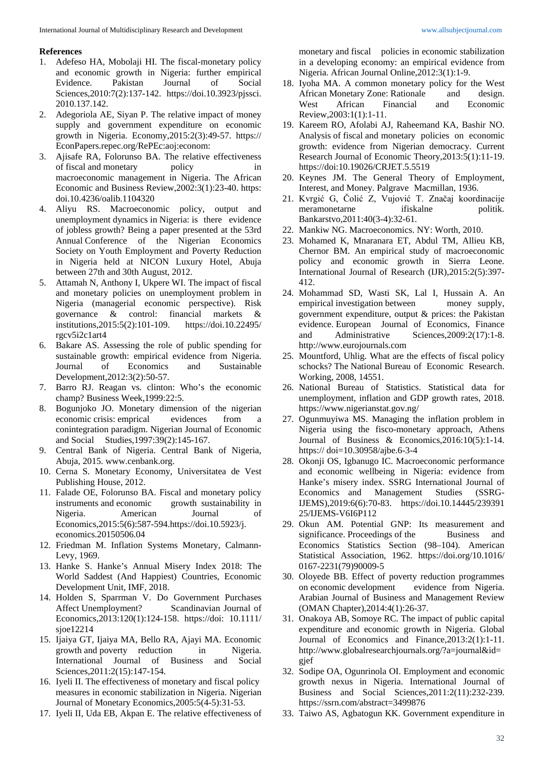**References**

1. Adefeso HA, Mobolaji HI. The fiscal-monetary policy and economic growth in Nigeria: further empirical Evidence. Pakistan Journal of Social Sciences,2010:7(2):137-142. https://doi.10.3923/pjssci.2010.137.142.
2. Adegoriola AE, Siyan P. The relative impact of money supply and government expenditure on economic growth in Nigeria. Economy,2015:2(3):49-57. https://EconPapers.repec.org/RePEc:aoj:econom:
3. Ajisafe RA, Folorunso BA. The relative effectiveness of fiscal and monetary policy in macroeconomic management in Nigeria. The African Economic and Business Review,2002:3(1):23-40. https:doi.10.4236/oalib.1104320
4. Aliyu RS. Macroeconomic policy, output and unemployment dynamics in Nigeria: is there evidence of jobless growth? Being a paper presented at the 53rd Annual Conference of the Nigerian Economics Society on Youth Employment and Poverty Reduction in Nigeria held at NICON Luxury Hotel, Abuja between 27th and 30th August, 2012.
5. Attamah N, Anthony I, Ukpere WI. The impact of fiscal and monetary policies on unemployment problem in Nigeria (managerial economic perspective). Risk governance & control: financial markets & institutions,2015:5(2):101-109. https://doi.10.22495/rgcv5i2c1art4
6. Bakare AS. Assessing the role of public spending for sustainable growth: empirical evidence from Nigeria. Journal of Economics and Sustainable Development,2012:3(2):50-57.
7. Barro RJ. Reagan vs. clinton: Who's the economic champ? Business Week,1999:22:5.
8. Bogunjoko JO. Monetary dimension of the nigerian economic crisis: emprical evidences from a conintegration paradigm. Nigerian Journal of Economic and Social Studies,1997:39(2):145-167.
9. Central Bank of Nigeria. Central Bank of Nigeria, Abuja, 2015. www.cenbank.org.
10. Cerna S. Monetary Economy, Universitatea de Vest Publishing House, 2012.
11. Falade OE, Folorunso BA. Fiscal and monetary policy instruments and economic growth sustainability in Nigeria. American Journal of Economics,2015:5(6):587-594.https://doi.10.5923/j.economics.20150506.04
12. Friedman M. Inflation Systems Monetary, Calmann-Levy, 1969.
13. Hanke S. Hanke's Annual Misery Index 2018: The World Saddest (And Happiest) Countries, Economic Development Unit, IMF, 2018.
14. Holden S, Sparrman V. Do Government Purchases Affect Unemployment? Scandinavian Journal of Economics,2013:120(1):124-158. https://doi: 10.1111/sjoe12214
15. Ijaiya GT, Ijaiya MA, Bello RA, Ajayi MA. Economic growth and poverty reduction in Nigeria. International Journal of Business and Social Sciences,2011:2(15):147-154.
16. Iyeli II. The effectiveness of monetary and fiscal policy measures in economic stabilization in Nigeria. Nigerian Journal of Monetary Economics,2005:5(4-5):31-53.
17. Iyeli II, Uda EB, Akpan E. The relative effectiveness of monetary and fiscal policies in economic stabilization in a developing economy: an empirical evidence from Nigeria. African Journal Online,2012:3(1):1-9.
18. Iyoha MA. A common monetary policy for the West African Monetary Zone: Rationale and design. West African Financial and Economic Review,2003:1(1):1-11.
19. Kareem RO, Afolabi AJ, Raheemand KA, Bashir NO. Analysis of fiscal and monetary policies on economic growth: evidence from Nigerian democracy. Current Research Journal of Economic Theory,2013:5(1):11-19. https://doi:10.19026/CRJET.5.5519
20. Keynes JM. The General Theory of Employment, Interest, and Money. Palgrave Macmillan, 1936.
21. Kvrgić G, Čolić Z, Vujović T. Značaj koordinacije meramonetarne ifiskalne politik. Bankarstvo,2011:40(3-4):32-61.
22. Mankiw NG. Macroeconomics. NY: Worth, 2010.
23. Mohamed K, Mnaranara ET, Abdul TM, Allieu KB, Chernor BM. An empirical study of macroeconomic policy and economic growth in Sierra Leone. International Journal of Research (IJR),2015:2(5):397-412.
24. Mohammad SD, Wasti SK, Lal I, Hussain A. An empirical investigation between money supply, government expenditure, output & prices: the Pakistan evidence. European Journal of Economics, Finance and Administrative Sciences,2009:2(17):1-8. http://www.eurojournals.com
25. Mountford, Uhlig. What are the effects of fiscal policy schocks? The National Bureau of Economic Research. Working, 2008, 14551.
26. National Bureau of Statistics. Statistical data for unemployment, inflation and GDP growth rates, 2018. https://www.nigerianstat.gov.ng/
27. Ogunmuyiwa MS. Managing the inflation problem in Nigeria using the fisco-monetary approach, Athens Journal of Business & Economics,2016:10(5):1-14. https:// doi=10.30958/ajbe.6-3-4
28. Okonji OS, Igbanugo IC. Macroeconomic performance and economic wellbeing in Nigeria: evidence from Hanke's misery index. SSRG International Journal of Economics and Management Studies (SSRG-IJEMS),2019:6(6):70-83. https://doi.10.14445/23939125/IJEMS-V6I6P112
29. Okun AM. Potential GNP: Its measurement and significance. Proceedings of the Business and Economics Statistics Section (98–104). American Statistical Association, 1962. https://doi.org/10.1016/0167-2231(79)90009-5
30. Oloyede BB. Effect of poverty reduction programmes on economic development evidence from Nigeria. Arabian Journal of Business and Management Review (OMAN Chapter),2014:4(1):26-37.
31. Onakoya AB, Somoye RC. The impact of public capital expenditure and economic growth in Nigeria. Global Journal of Economics and Finance,2013:2(1):1-11. http://www.globalresearchjournals.org/?a=journal&id=gjef
32. Sodipe OA, Ogunrinola OI. Employment and economic growth nexus in Nigeria. International Journal of Business and Social Sciences,2011:2(11):232-239. https://ssrn.com/abstract=3499876
33. Taiwo AS, Agbatogun KK. Government expenditure in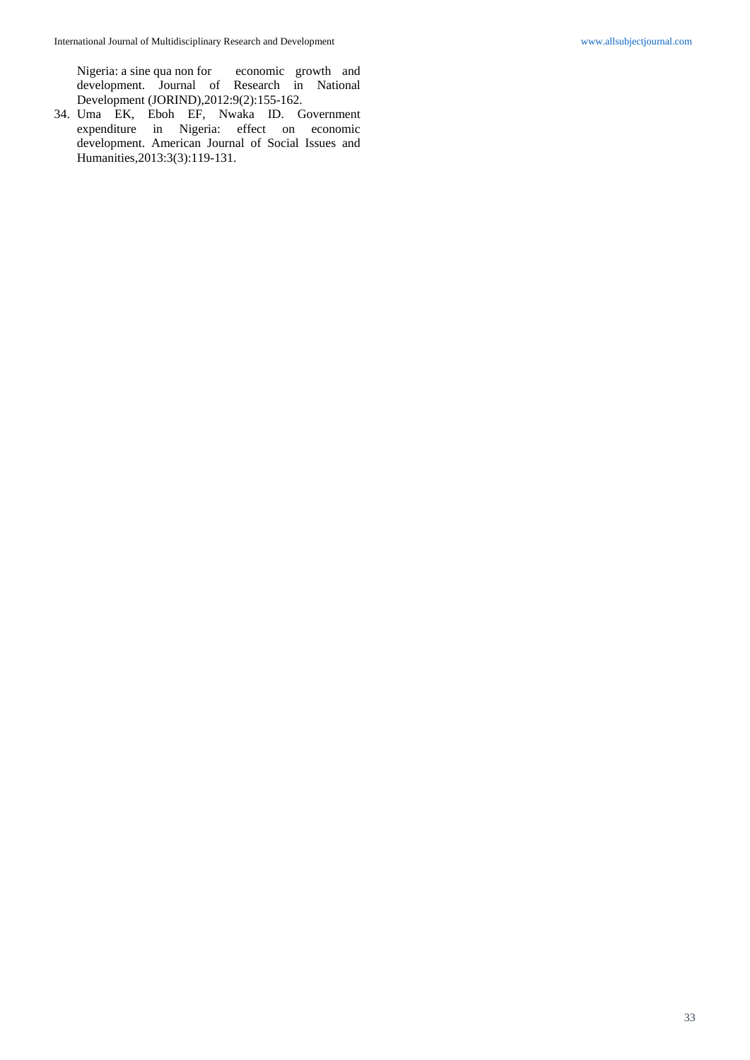Nigeria: a sine qua non for economic growth and development. Journal of Research in National Development (JORIND),2012:9(2):155-162.

34. Uma EK, Eboh EF, Nwaka ID. Government expenditure in Nigeria: effect on economic development. American Journal of Social Issues and Humanities,2013:3(3):119-131.